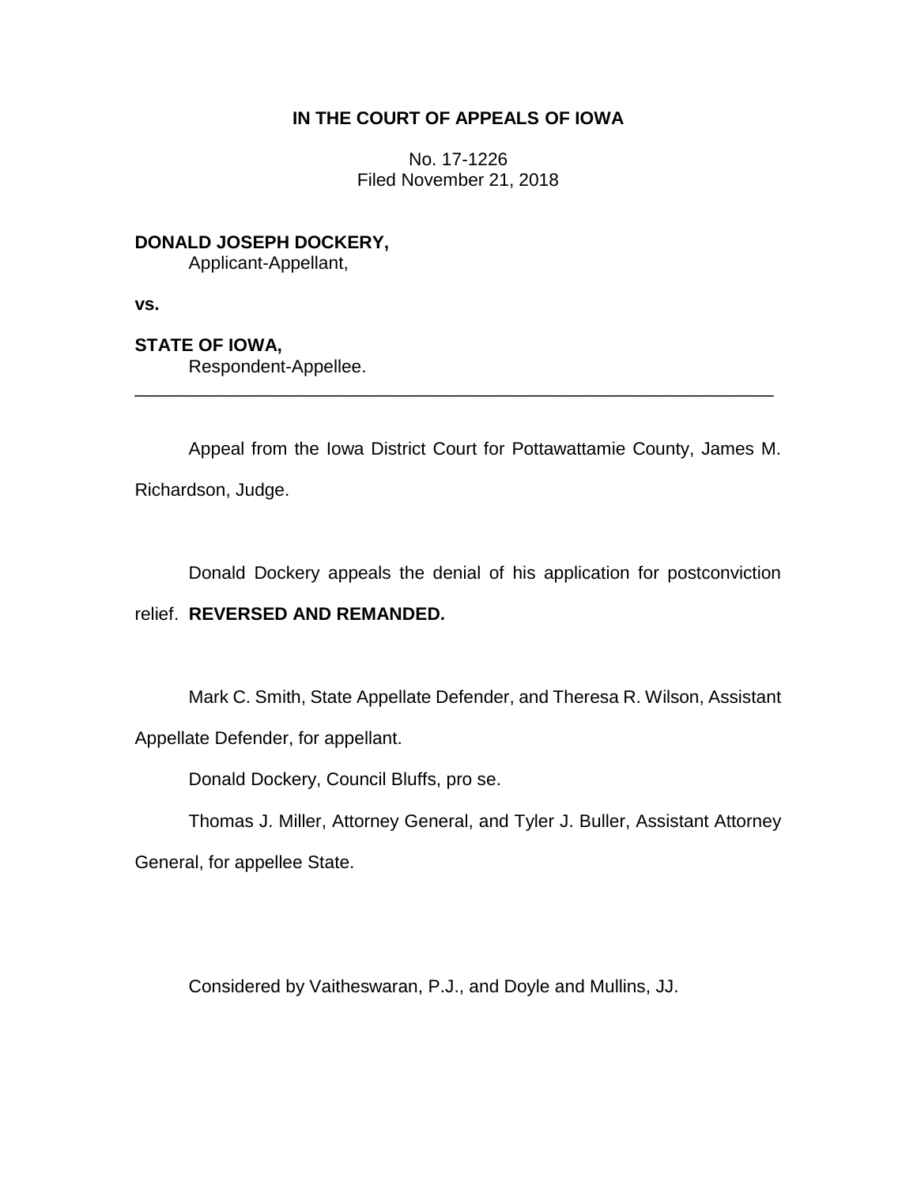**IN THE COURT OF APPEALS OF IOWA**

No. 17-1226
Filed November 21, 2018

**DONALD JOSEPH DOCKERY,**
Applicant-Appellant,

**vs.**

**STATE OF IOWA,**
Respondent-Appellee.

---

Appeal from the Iowa District Court for Pottawattamie County, James M. Richardson, Judge.

Donald Dockery appeals the denial of his application for postconviction relief. **REVERSED AND REMANDED.**

Mark C. Smith, State Appellate Defender, and Theresa R. Wilson, Assistant Appellate Defender, for appellant.

Donald Dockery, Council Bluffs, pro se.

Thomas J. Miller, Attorney General, and Tyler J. Buller, Assistant Attorney General, for appellee State.

Considered by Vaitheswaran, P.J., and Doyle and Mullins, JJ.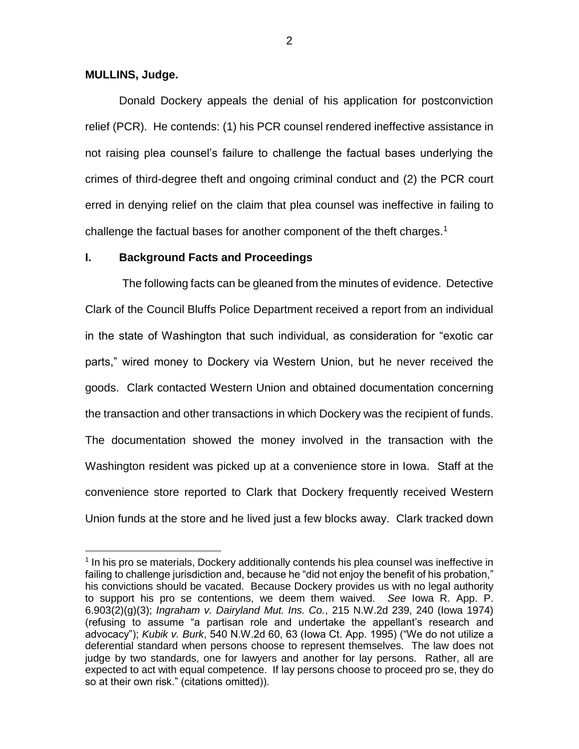**MULLINS, Judge.**

Donald Dockery appeals the denial of his application for postconviction relief (PCR). He contends: (1) his PCR counsel rendered ineffective assistance in not raising plea counsel's failure to challenge the factual bases underlying the crimes of third-degree theft and ongoing criminal conduct and (2) the PCR court erred in denying relief on the claim that plea counsel was ineffective in failing to challenge the factual bases for another component of the theft charges.[1]

## I. Background Facts and Proceedings

The following facts can be gleaned from the minutes of evidence. Detective Clark of the Council Bluffs Police Department received a report from an individual in the state of Washington that such individual, as consideration for "exotic car parts," wired money to Dockery via Western Union, but he never received the goods. Clark contacted Western Union and obtained documentation concerning the transaction and other transactions in which Dockery was the recipient of funds. The documentation showed the money involved in the transaction with the Washington resident was picked up at a convenience store in Iowa. Staff at the convenience store reported to Clark that Dockery frequently received Western Union funds at the store and he lived just a few blocks away. Clark tracked down

[1] In his pro se materials, Dockery additionally contends his plea counsel was ineffective in failing to challenge jurisdiction and, because he "did not enjoy the benefit of his probation," his convictions should be vacated. Because Dockery provides us with no legal authority to support his pro se contentions, we deem them waived. *See* Iowa R. App. P. 6.903(2)(g)(3); *Ingraham v. Dairyland Mut. Ins. Co.*, 215 N.W.2d 239, 240 (Iowa 1974) (refusing to assume "a partisan role and undertake the appellant's research and advocacy"); *Kubik v. Burk*, 540 N.W.2d 60, 63 (Iowa Ct. App. 1995) ("We do not utilize a deferential standard when persons choose to represent themselves. The law does not judge by two standards, one for lawyers and another for lay persons. Rather, all are expected to act with equal competence. If lay persons choose to proceed pro se, they do so at their own risk." (citations omitted)).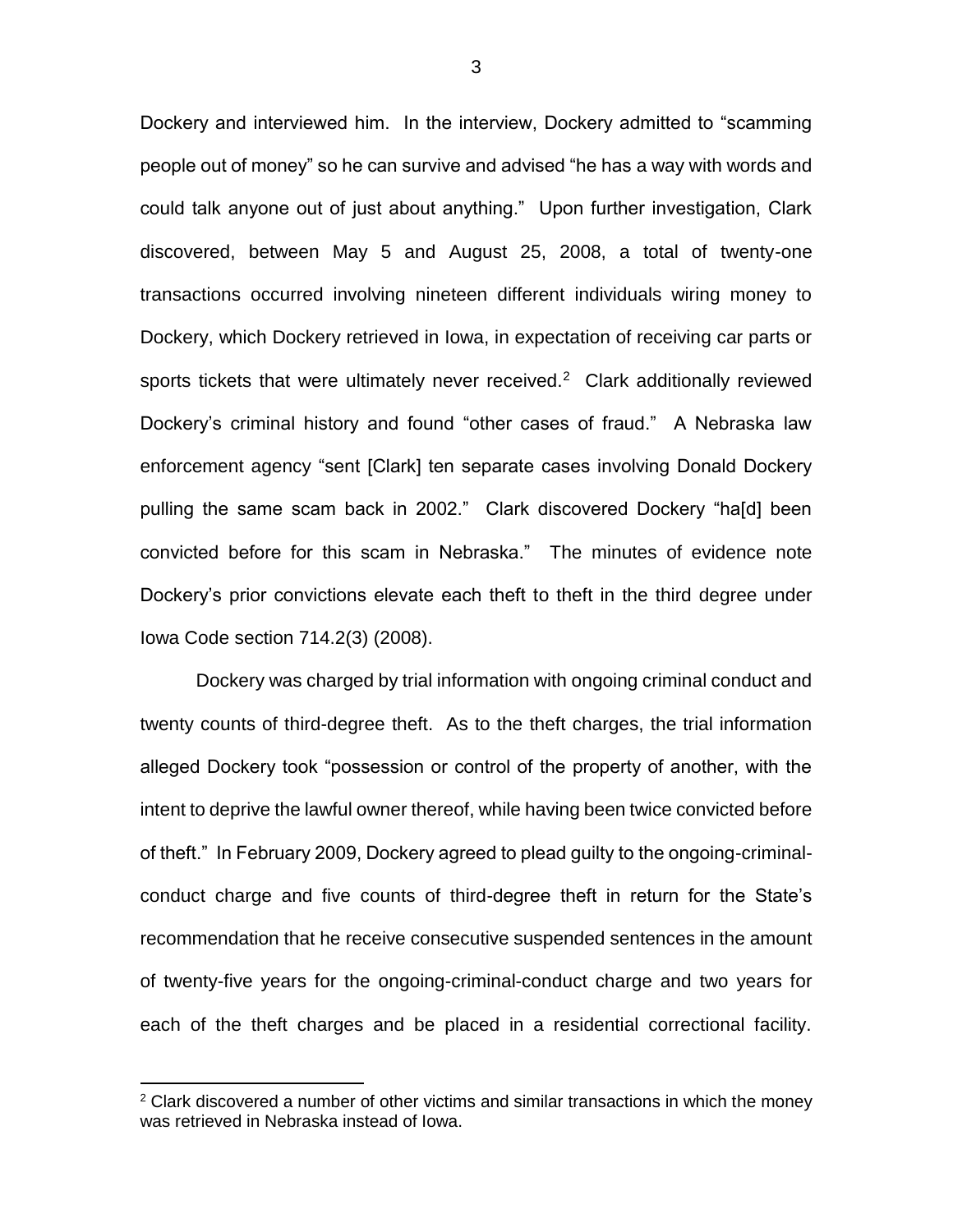Dockery and interviewed him. In the interview, Dockery admitted to "scamming people out of money" so he can survive and advised "he has a way with words and could talk anyone out of just about anything." Upon further investigation, Clark discovered, between May 5 and August 25, 2008, a total of twenty-one transactions occurred involving nineteen different individuals wiring money to Dockery, which Dockery retrieved in Iowa, in expectation of receiving car parts or sports tickets that were ultimately never received.[2] Clark additionally reviewed Dockery's criminal history and found "other cases of fraud." A Nebraska law enforcement agency "sent [Clark] ten separate cases involving Donald Dockery pulling the same scam back in 2002." Clark discovered Dockery "ha[d] been convicted before for this scam in Nebraska." The minutes of evidence note Dockery's prior convictions elevate each theft to theft in the third degree under Iowa Code section 714.2(3) (2008).

Dockery was charged by trial information with ongoing criminal conduct and twenty counts of third-degree theft. As to the theft charges, the trial information alleged Dockery took "possession or control of the property of another, with the intent to deprive the lawful owner thereof, while having been twice convicted before of theft." In February 2009, Dockery agreed to plead guilty to the ongoing-criminal-conduct charge and five counts of third-degree theft in return for the State's recommendation that he receive consecutive suspended sentences in the amount of twenty-five years for the ongoing-criminal-conduct charge and two years for each of the theft charges and be placed in a residential correctional facility.

[2] Clark discovered a number of other victims and similar transactions in which the money was retrieved in Nebraska instead of Iowa.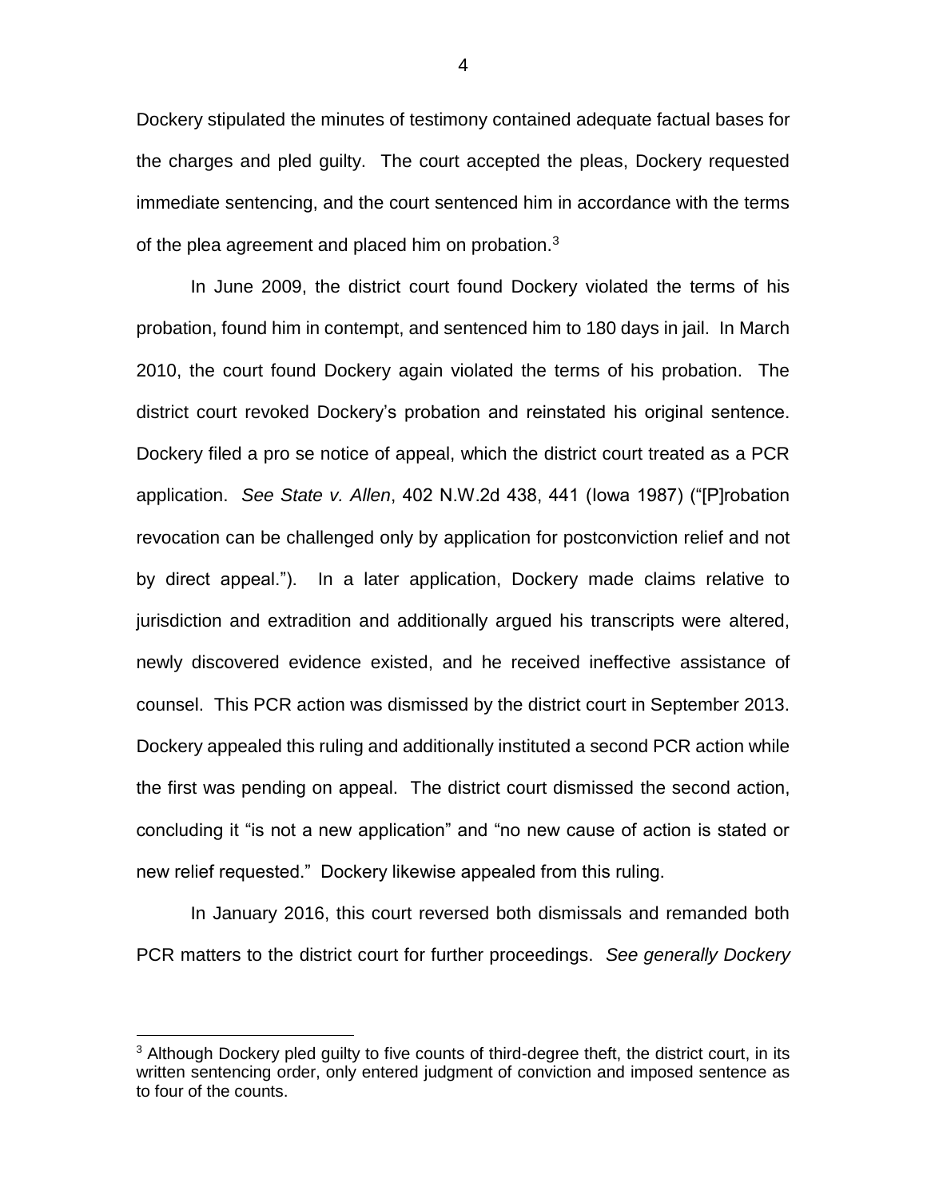Dockery stipulated the minutes of testimony contained adequate factual bases for the charges and pled guilty. The court accepted the pleas, Dockery requested immediate sentencing, and the court sentenced him in accordance with the terms of the plea agreement and placed him on probation.[3]

In June 2009, the district court found Dockery violated the terms of his probation, found him in contempt, and sentenced him to 180 days in jail. In March 2010, the court found Dockery again violated the terms of his probation. The district court revoked Dockery's probation and reinstated his original sentence. Dockery filed a pro se notice of appeal, which the district court treated as a PCR application. *See State v. Allen*, 402 N.W.2d 438, 441 (Iowa 1987) ("[P]robation revocation can be challenged only by application for postconviction relief and not by direct appeal."). In a later application, Dockery made claims relative to jurisdiction and extradition and additionally argued his transcripts were altered, newly discovered evidence existed, and he received ineffective assistance of counsel. This PCR action was dismissed by the district court in September 2013. Dockery appealed this ruling and additionally instituted a second PCR action while the first was pending on appeal. The district court dismissed the second action, concluding it "is not a new application" and "no new cause of action is stated or new relief requested." Dockery likewise appealed from this ruling.

In January 2016, this court reversed both dismissals and remanded both PCR matters to the district court for further proceedings. *See generally Dockery*

[3] Although Dockery pled guilty to five counts of third-degree theft, the district court, in its written sentencing order, only entered judgment of conviction and imposed sentence as to four of the counts.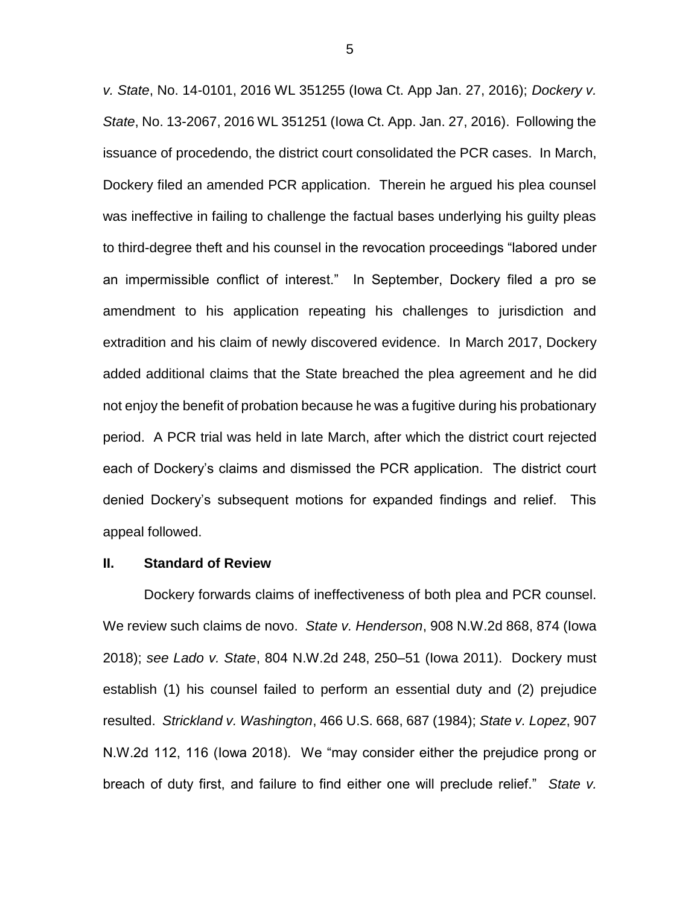*v. State*, No. 14-0101, 2016 WL 351255 (Iowa Ct. App Jan. 27, 2016); *Dockery v. State*, No. 13-2067, 2016 WL 351251 (Iowa Ct. App. Jan. 27, 2016). Following the issuance of procedendo, the district court consolidated the PCR cases. In March, Dockery filed an amended PCR application. Therein he argued his plea counsel was ineffective in failing to challenge the factual bases underlying his guilty pleas to third-degree theft and his counsel in the revocation proceedings "labored under an impermissible conflict of interest." In September, Dockery filed a pro se amendment to his application repeating his challenges to jurisdiction and extradition and his claim of newly discovered evidence. In March 2017, Dockery added additional claims that the State breached the plea agreement and he did not enjoy the benefit of probation because he was a fugitive during his probationary period. A PCR trial was held in late March, after which the district court rejected each of Dockery's claims and dismissed the PCR application. The district court denied Dockery's subsequent motions for expanded findings and relief. This appeal followed.

## II. Standard of Review

Dockery forwards claims of ineffectiveness of both plea and PCR counsel. We review such claims de novo. *State v. Henderson*, 908 N.W.2d 868, 874 (Iowa 2018); *see Lado v. State*, 804 N.W.2d 248, 250–51 (Iowa 2011). Dockery must establish (1) his counsel failed to perform an essential duty and (2) prejudice resulted. *Strickland v. Washington*, 466 U.S. 668, 687 (1984); *State v. Lopez*, 907 N.W.2d 112, 116 (Iowa 2018). We "may consider either the prejudice prong or breach of duty first, and failure to find either one will preclude relief." *State v.*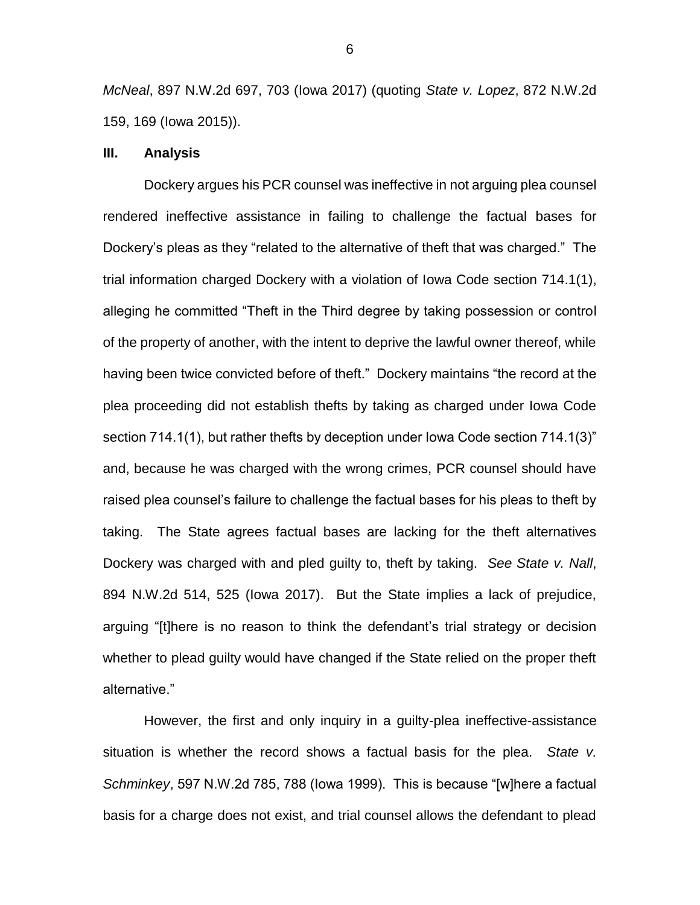*McNeal*, 897 N.W.2d 697, 703 (Iowa 2017) (quoting *State v. Lopez*, 872 N.W.2d 159, 169 (Iowa 2015)).

## III. Analysis

Dockery argues his PCR counsel was ineffective in not arguing plea counsel rendered ineffective assistance in failing to challenge the factual bases for Dockery's pleas as they "related to the alternative of theft that was charged." The trial information charged Dockery with a violation of Iowa Code section 714.1(1), alleging he committed "Theft in the Third degree by taking possession or control of the property of another, with the intent to deprive the lawful owner thereof, while having been twice convicted before of theft." Dockery maintains "the record at the plea proceeding did not establish thefts by taking as charged under Iowa Code section 714.1(1), but rather thefts by deception under Iowa Code section 714.1(3)" and, because he was charged with the wrong crimes, PCR counsel should have raised plea counsel's failure to challenge the factual bases for his pleas to theft by taking. The State agrees factual bases are lacking for the theft alternatives Dockery was charged with and pled guilty to, theft by taking. *See State v. Nall*, 894 N.W.2d 514, 525 (Iowa 2017). But the State implies a lack of prejudice, arguing "[t]here is no reason to think the defendant's trial strategy or decision whether to plead guilty would have changed if the State relied on the proper theft alternative."

However, the first and only inquiry in a guilty-plea ineffective-assistance situation is whether the record shows a factual basis for the plea. *State v. Schminkey*, 597 N.W.2d 785, 788 (Iowa 1999). This is because "[w]here a factual basis for a charge does not exist, and trial counsel allows the defendant to plead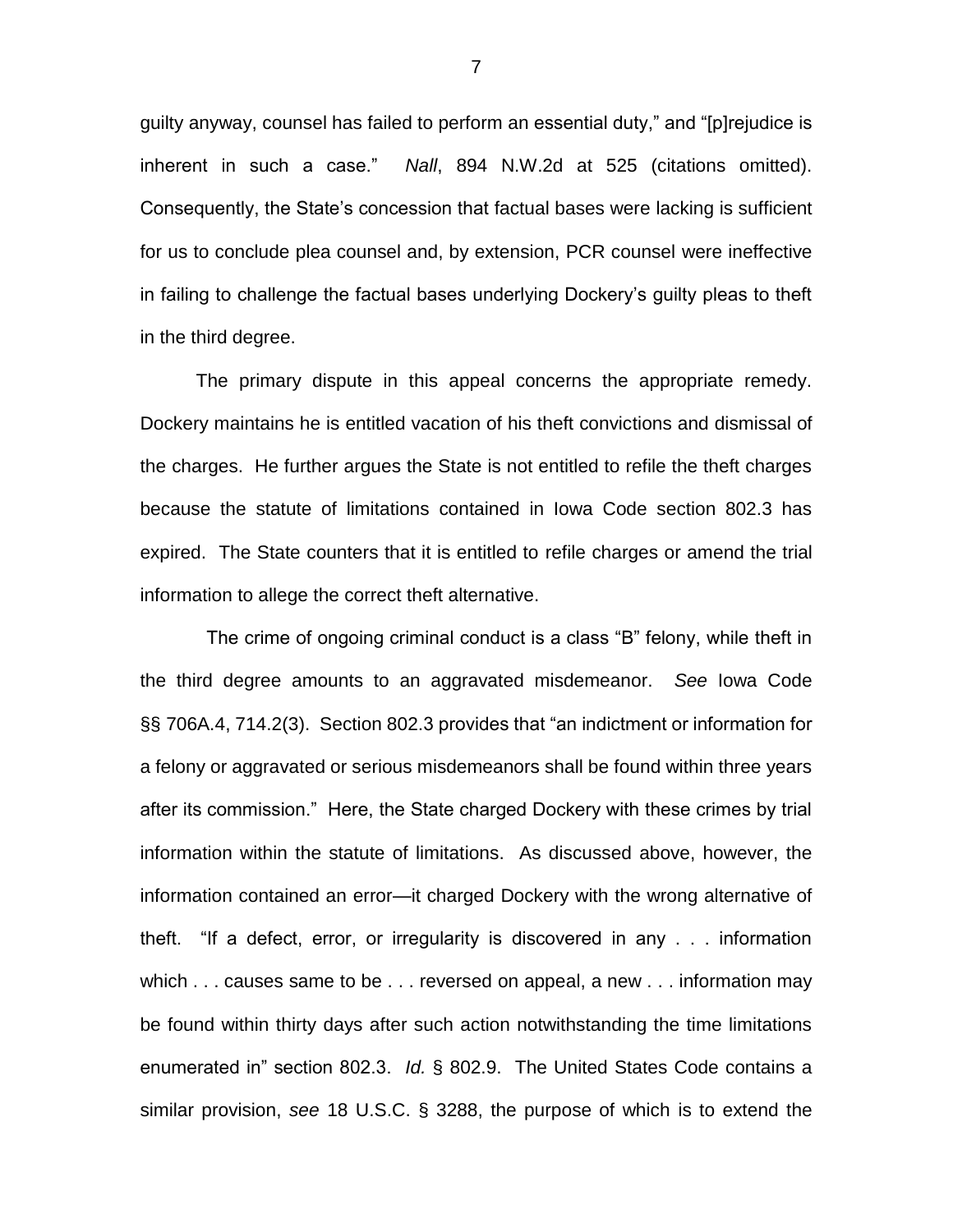guilty anyway, counsel has failed to perform an essential duty," and "[p]rejudice is inherent in such a case." *Nall*, 894 N.W.2d at 525 (citations omitted). Consequently, the State's concession that factual bases were lacking is sufficient for us to conclude plea counsel and, by extension, PCR counsel were ineffective in failing to challenge the factual bases underlying Dockery's guilty pleas to theft in the third degree.

The primary dispute in this appeal concerns the appropriate remedy. Dockery maintains he is entitled vacation of his theft convictions and dismissal of the charges. He further argues the State is not entitled to refile the theft charges because the statute of limitations contained in Iowa Code section 802.3 has expired. The State counters that it is entitled to refile charges or amend the trial information to allege the correct theft alternative.

The crime of ongoing criminal conduct is a class "B" felony, while theft in the third degree amounts to an aggravated misdemeanor. *See* Iowa Code §§ 706A.4, 714.2(3). Section 802.3 provides that "an indictment or information for a felony or aggravated or serious misdemeanors shall be found within three years after its commission." Here, the State charged Dockery with these crimes by trial information within the statute of limitations. As discussed above, however, the information contained an error—it charged Dockery with the wrong alternative of theft. "If a defect, error, or irregularity is discovered in any . . . information which . . . causes same to be . . . reversed on appeal, a new . . . information may be found within thirty days after such action notwithstanding the time limitations enumerated in" section 802.3. *Id.* § 802.9. The United States Code contains a similar provision, *see* 18 U.S.C. § 3288, the purpose of which is to extend the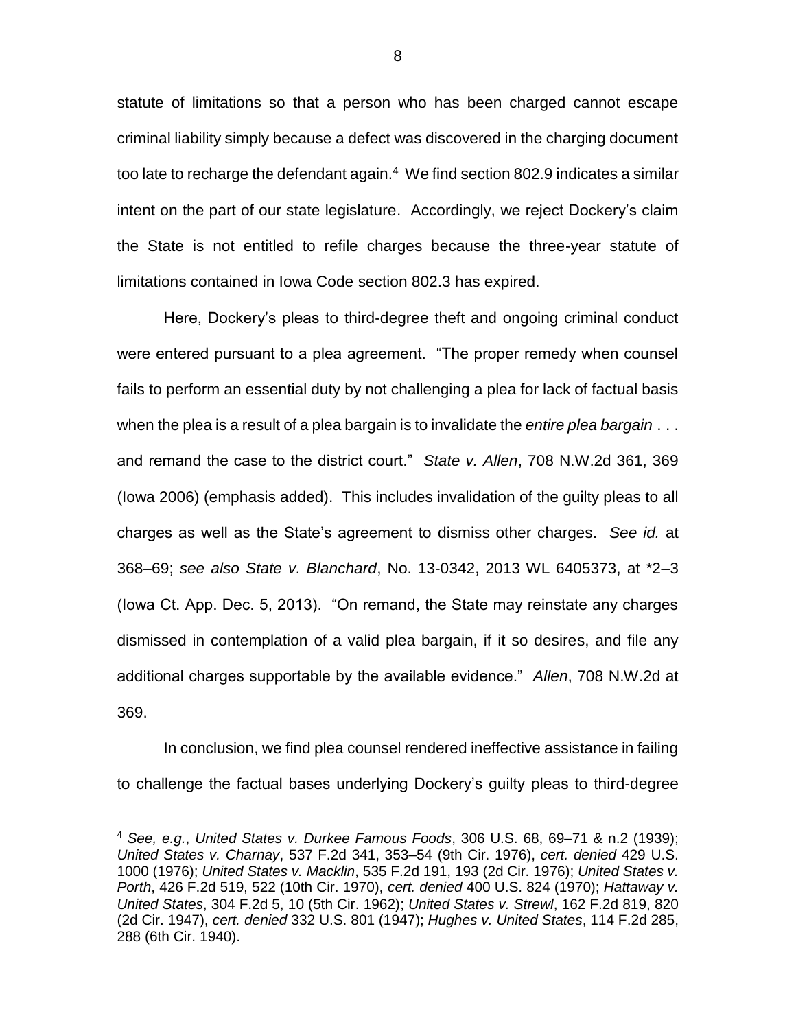statute of limitations so that a person who has been charged cannot escape criminal liability simply because a defect was discovered in the charging document too late to recharge the defendant again.[4] We find section 802.9 indicates a similar intent on the part of our state legislature. Accordingly, we reject Dockery's claim the State is not entitled to refile charges because the three-year statute of limitations contained in Iowa Code section 802.3 has expired.

Here, Dockery's pleas to third-degree theft and ongoing criminal conduct were entered pursuant to a plea agreement. "The proper remedy when counsel fails to perform an essential duty by not challenging a plea for lack of factual basis when the plea is a result of a plea bargain is to invalidate the *entire plea bargain* . . . and remand the case to the district court." *State v. Allen*, 708 N.W.2d 361, 369 (Iowa 2006) (emphasis added). This includes invalidation of the guilty pleas to all charges as well as the State's agreement to dismiss other charges. *See id.* at 368–69; *see also State v. Blanchard*, No. 13-0342, 2013 WL 6405373, at *2–3 (Iowa Ct. App. Dec. 5, 2013). "On remand, the State may reinstate any charges dismissed in contemplation of a valid plea bargain, if it so desires, and file any additional charges supportable by the available evidence." *Allen*, 708 N.W.2d at 369.

In conclusion, we find plea counsel rendered ineffective assistance in failing to challenge the factual bases underlying Dockery's guilty pleas to third-degree

---

[4] *See, e.g.*, *United States v. Durkee Famous Foods*, 306 U.S. 68, 69–71 & n.2 (1939); *United States v. Charnay*, 537 F.2d 341, 353–54 (9th Cir. 1976), *cert. denied* 429 U.S. 1000 (1976); *United States v. Macklin*, 535 F.2d 191, 193 (2d Cir. 1976); *United States v. Porth*, 426 F.2d 519, 522 (10th Cir. 1970), *cert. denied* 400 U.S. 824 (1970); *Hattaway v. United States*, 304 F.2d 5, 10 (5th Cir. 1962); *United States v. Strewl*, 162 F.2d 819, 820 (2d Cir. 1947), *cert. denied* 332 U.S. 801 (1947); *Hughes v. United States*, 114 F.2d 285, 288 (6th Cir. 1940).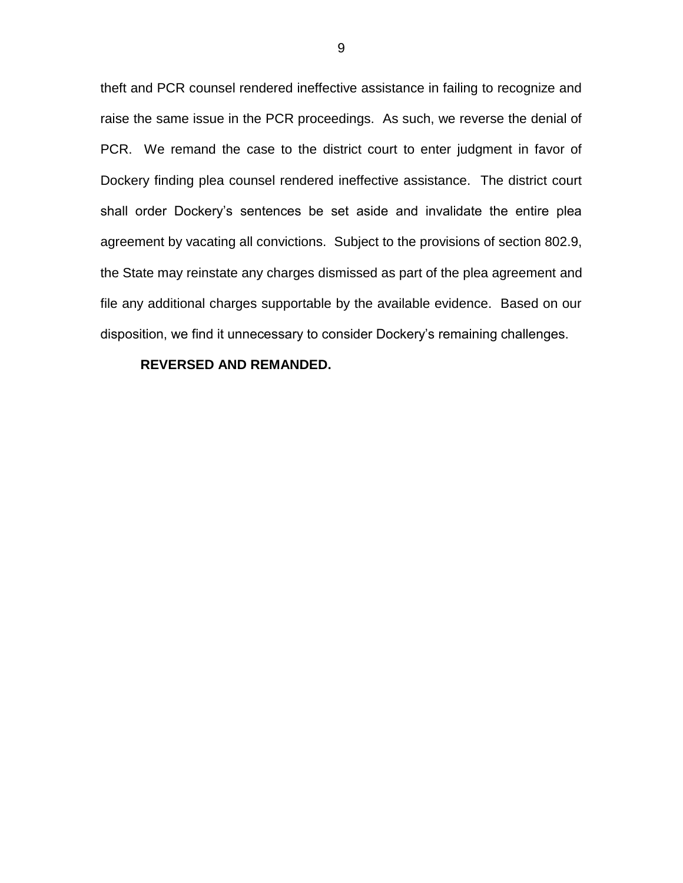theft and PCR counsel rendered ineffective assistance in failing to recognize and raise the same issue in the PCR proceedings. As such, we reverse the denial of PCR. We remand the case to the district court to enter judgment in favor of Dockery finding plea counsel rendered ineffective assistance. The district court shall order Dockery's sentences be set aside and invalidate the entire plea agreement by vacating all convictions. Subject to the provisions of section 802.9, the State may reinstate any charges dismissed as part of the plea agreement and file any additional charges supportable by the available evidence. Based on our disposition, we find it unnecessary to consider Dockery's remaining challenges.

**REVERSED AND REMANDED.**